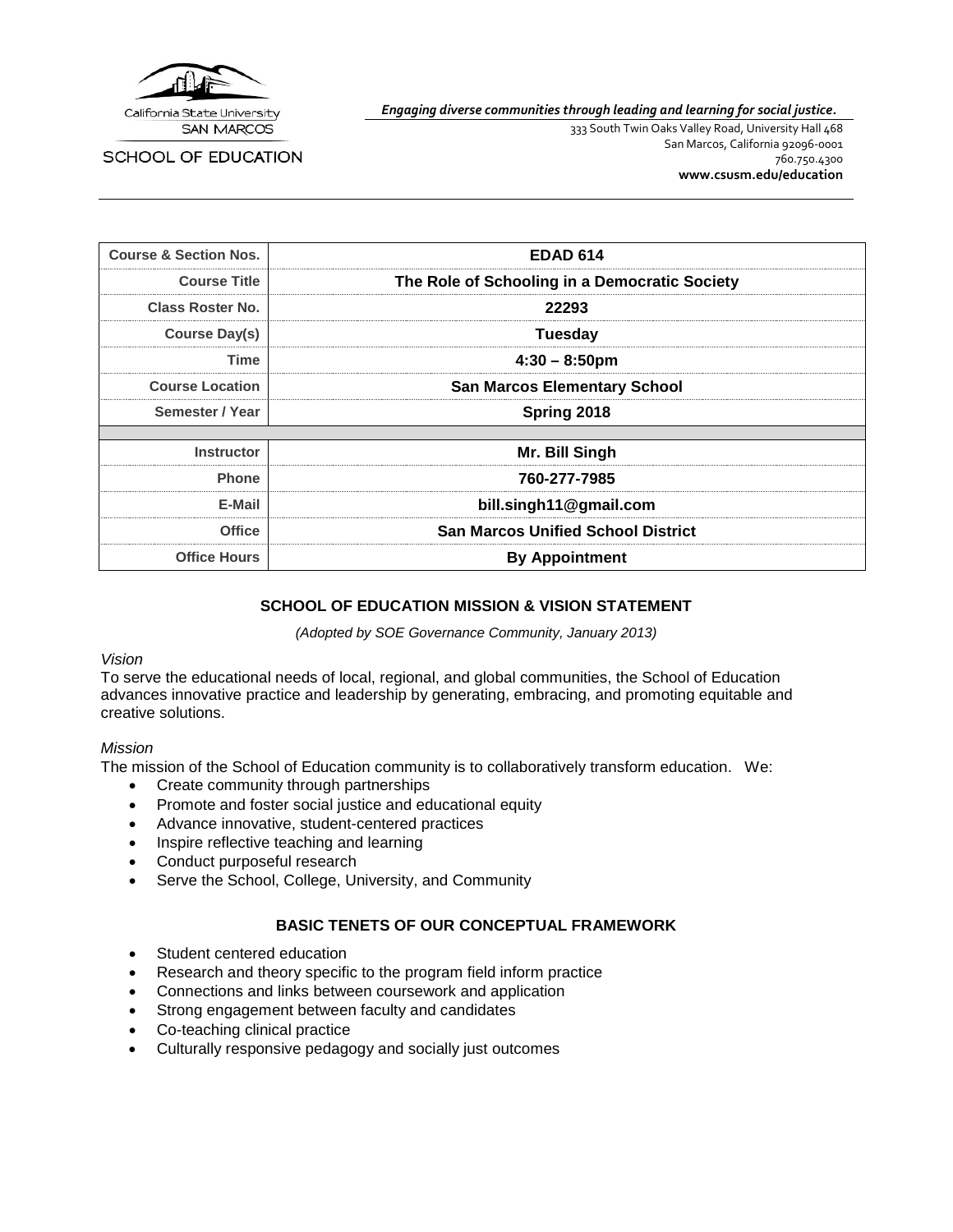California State University
SAN MARCOS

SCHOOL OF EDUCATION

***Engaging diverse communities through leading and learning for social justice.***

333 South Twin Oaks Valley Road, University Hall 468
San Marcos, California 92096-0001
760.750.4300
**www.csusm.edu/education**

| **Course & Section Nos.** | **EDAD 614** |
|---|---|
| **Course Title** | **The Role of Schooling in a Democratic Society** |
| **Class Roster No.** | **22293** |
| **Course Day(s)** | **Tuesday** |
| **Time** | **4:30 – 8:50pm** |
| **Course Location** | **San Marcos Elementary School** |
| **Semester / Year** | **Spring 2018** |
| | |
| **Instructor** | **Mr. Bill Singh** |
| **Phone** | **760-277-7985** |
| **E-Mail** | **bill.singh11@gmail.com** |
| **Office** | **San Marcos Unified School District** |
| **Office Hours** | **By Appointment** |

## SCHOOL OF EDUCATION MISSION & VISION STATEMENT

*(Adopted by SOE Governance Community, January 2013)*

*Vision*

To serve the educational needs of local, regional, and global communities, the School of Education advances innovative practice and leadership by generating, embracing, and promoting equitable and creative solutions.

*Mission*

The mission of the School of Education community is to collaboratively transform education. We:

- Create community through partnerships
- Promote and foster social justice and educational equity
- Advance innovative, student-centered practices
- Inspire reflective teaching and learning
- Conduct purposeful research
- Serve the School, College, University, and Community

## BASIC TENETS OF OUR CONCEPTUAL FRAMEWORK

- Student centered education
- Research and theory specific to the program field inform practice
- Connections and links between coursework and application
- Strong engagement between faculty and candidates
- Co-teaching clinical practice
- Culturally responsive pedagogy and socially just outcomes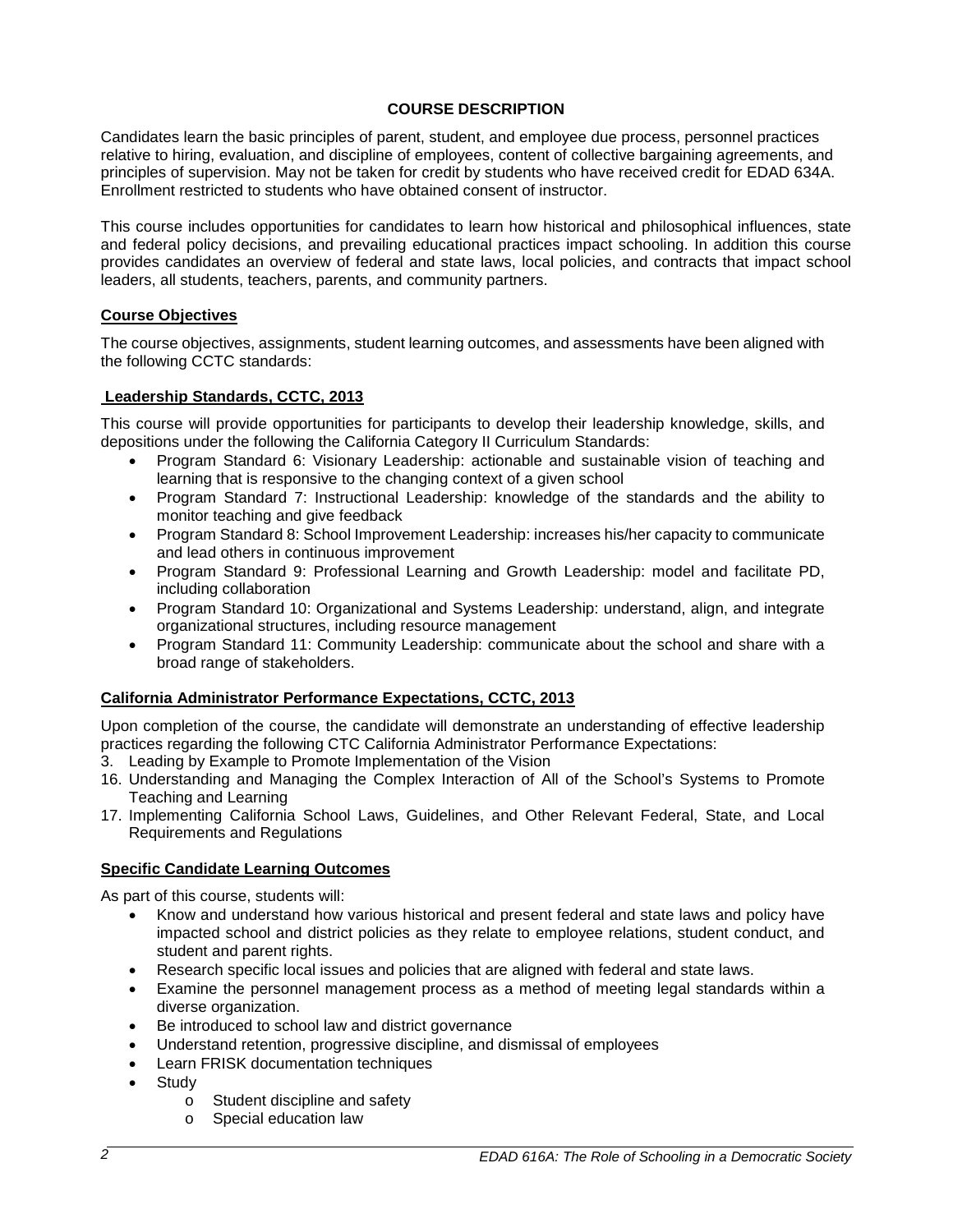## COURSE DESCRIPTION

Candidates learn the basic principles of parent, student, and employee due process, personnel practices relative to hiring, evaluation, and discipline of employees, content of collective bargaining agreements, and principles of supervision. May not be taken for credit by students who have received credit for EDAD 634A. Enrollment restricted to students who have obtained consent of instructor.

This course includes opportunities for candidates to learn how historical and philosophical influences, state and federal policy decisions, and prevailing educational practices impact schooling. In addition this course provides candidates an overview of federal and state laws, local policies, and contracts that impact school leaders, all students, teachers, parents, and community partners.

### Course Objectives

The course objectives, assignments, student learning outcomes, and assessments have been aligned with the following CCTC standards:

### Leadership Standards, CCTC, 2013

This course will provide opportunities for participants to develop their leadership knowledge, skills, and depositions under the following the California Category II Curriculum Standards:

- Program Standard 6: Visionary Leadership: actionable and sustainable vision of teaching and learning that is responsive to the changing context of a given school
- Program Standard 7: Instructional Leadership: knowledge of the standards and the ability to monitor teaching and give feedback
- Program Standard 8: School Improvement Leadership: increases his/her capacity to communicate and lead others in continuous improvement
- Program Standard 9: Professional Learning and Growth Leadership: model and facilitate PD, including collaboration
- Program Standard 10: Organizational and Systems Leadership: understand, align, and integrate organizational structures, including resource management
- Program Standard 11: Community Leadership: communicate about the school and share with a broad range of stakeholders.

### California Administrator Performance Expectations, CCTC, 2013

Upon completion of the course, the candidate will demonstrate an understanding of effective leadership practices regarding the following CTC California Administrator Performance Expectations:

3. Leading by Example to Promote Implementation of the Vision
16. Understanding and Managing the Complex Interaction of All of the School's Systems to Promote Teaching and Learning
17. Implementing California School Laws, Guidelines, and Other Relevant Federal, State, and Local Requirements and Regulations

### Specific Candidate Learning Outcomes

As part of this course, students will:

- Know and understand how various historical and present federal and state laws and policy have impacted school and district policies as they relate to employee relations, student conduct, and student and parent rights.
- Research specific local issues and policies that are aligned with federal and state laws.
- Examine the personnel management process as a method of meeting legal standards within a diverse organization.
- Be introduced to school law and district governance
- Understand retention, progressive discipline, and dismissal of employees
- Learn FRISK documentation techniques
- Study
  - Student discipline and safety
  - Special education law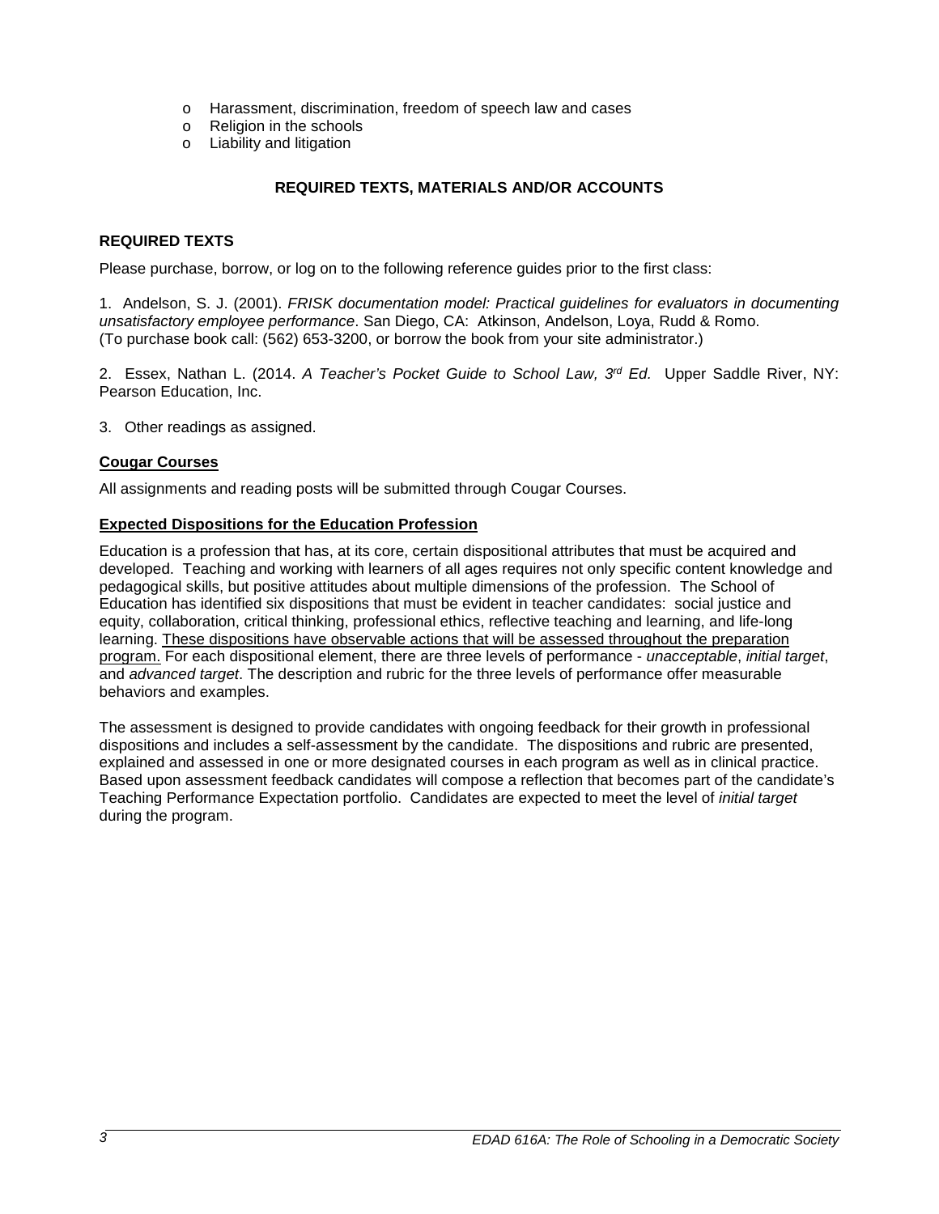- Harassment, discrimination, freedom of speech law and cases
- Religion in the schools
- Liability and litigation

## REQUIRED TEXTS, MATERIALS AND/OR ACCOUNTS

### REQUIRED TEXTS

Please purchase, borrow, or log on to the following reference guides prior to the first class:

1. Andelson, S. J. (2001). *FRISK documentation model: Practical guidelines for evaluators in documenting unsatisfactory employee performance*. San Diego, CA: Atkinson, Andelson, Loya, Rudd & Romo. (To purchase book call: (562) 653-3200, or borrow the book from your site administrator.)

2. Essex, Nathan L. (2014. *A Teacher's Pocket Guide to School Law, 3rd Ed.* Upper Saddle River, NY: Pearson Education, Inc.

3. Other readings as assigned.

### Cougar Courses

All assignments and reading posts will be submitted through Cougar Courses.

### Expected Dispositions for the Education Profession

Education is a profession that has, at its core, certain dispositional attributes that must be acquired and developed. Teaching and working with learners of all ages requires not only specific content knowledge and pedagogical skills, but positive attitudes about multiple dimensions of the profession. The School of Education has identified six dispositions that must be evident in teacher candidates: social justice and equity, collaboration, critical thinking, professional ethics, reflective teaching and learning, and life-long learning. These dispositions have observable actions that will be assessed throughout the preparation program. For each dispositional element, there are three levels of performance - *unacceptable*, *initial target*, and *advanced target*. The description and rubric for the three levels of performance offer measurable behaviors and examples.

The assessment is designed to provide candidates with ongoing feedback for their growth in professional dispositions and includes a self-assessment by the candidate. The dispositions and rubric are presented, explained and assessed in one or more designated courses in each program as well as in clinical practice. Based upon assessment feedback candidates will compose a reflection that becomes part of the candidate's Teaching Performance Expectation portfolio. Candidates are expected to meet the level of *initial target* during the program.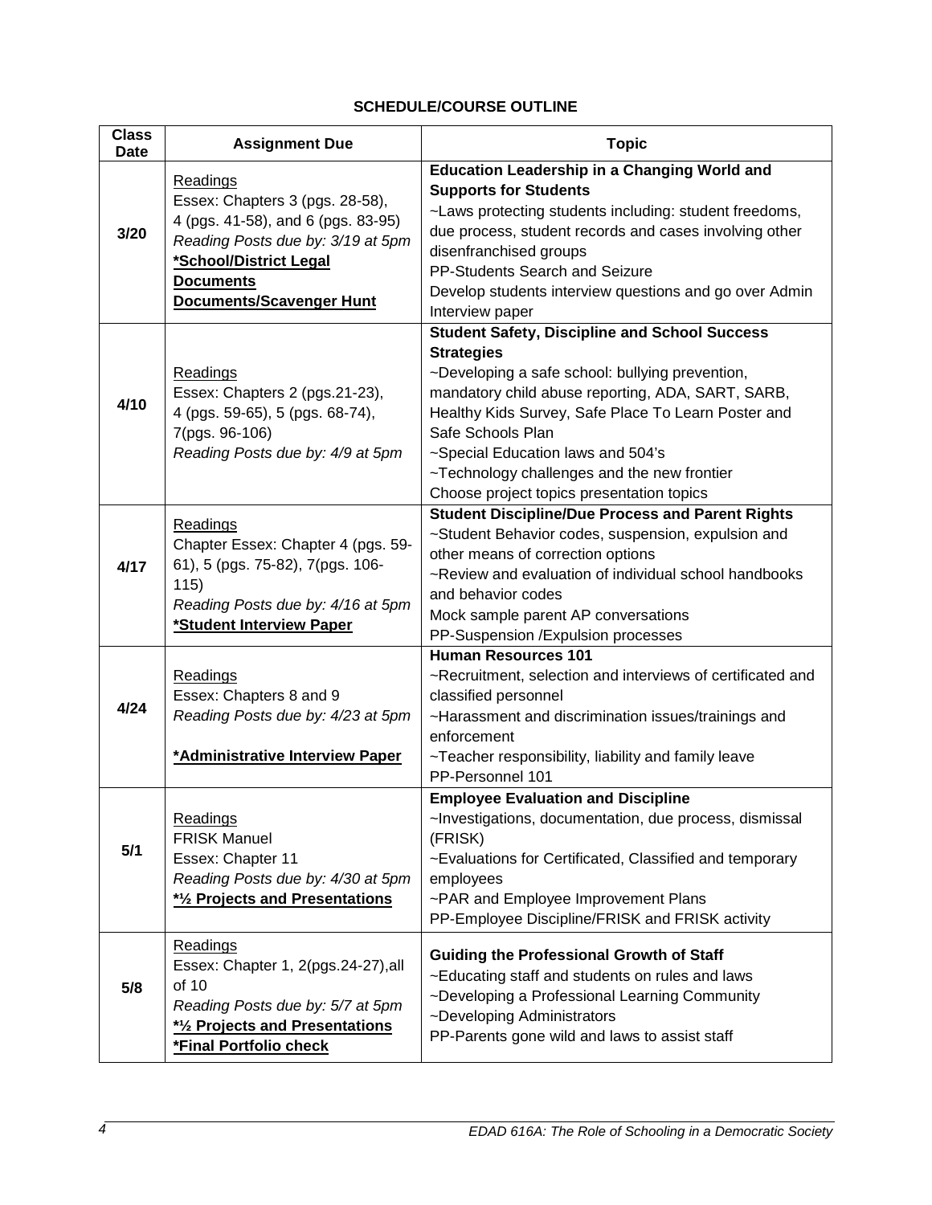**SCHEDULE/COURSE OUTLINE**

| Class Date | Assignment Due | Topic |
|---|---|---|
| 3/20 | Readings<br>Essex: Chapters 3 (pgs. 28-58), 4 (pgs. 41-58), and 6 (pgs. 83-95)<br>*Reading Posts due by: 3/19 at 5pm*<br>**\*School/District Legal Documents Documents/Scavenger Hunt** | **Education Leadership in a Changing World and Supports for Students**<br>~Laws protecting students including: student freedoms, due process, student records and cases involving other disenfranchised groups<br>PP-Students Search and Seizure<br>Develop students interview questions and go over Admin Interview paper |
| 4/10 | Readings<br>Essex: Chapters 2 (pgs.21-23), 4 (pgs. 59-65), 5 (pgs. 68-74), 7(pgs. 96-106)<br>*Reading Posts due by: 4/9 at 5pm* | **Student Safety, Discipline and School Success Strategies**<br>~Developing a safe school: bullying prevention, mandatory child abuse reporting, ADA, SART, SARB, Healthy Kids Survey, Safe Place To Learn Poster and Safe Schools Plan<br>~Special Education laws and 504's<br>~Technology challenges and the new frontier<br>Choose project topics presentation topics |
| 4/17 | Readings<br>Chapter Essex: Chapter 4 (pgs. 59-61), 5 (pgs. 75-82), 7(pgs. 106-115)<br>*Reading Posts due by: 4/16 at 5pm*<br>**\*Student Interview Paper** | **Student Discipline/Due Process and Parent Rights**<br>~Student Behavior codes, suspension, expulsion and other means of correction options<br>~Review and evaluation of individual school handbooks and behavior codes<br>Mock sample parent AP conversations<br>PP-Suspension /Expulsion processes |
| 4/24 | Readings<br>Essex: Chapters 8 and 9<br>*Reading Posts due by: 4/23 at 5pm*<br>**\*Administrative Interview Paper** | **Human Resources 101**<br>~Recruitment, selection and interviews of certificated and classified personnel<br>~Harassment and discrimination issues/trainings and enforcement<br>~Teacher responsibility, liability and family leave<br>PP-Personnel 101 |
| 5/1 | Readings<br>FRISK Manuel<br>Essex: Chapter 11<br>*Reading Posts due by: 4/30 at 5pm*<br>**\*½ Projects and Presentations** | **Employee Evaluation and Discipline**<br>~Investigations, documentation, due process, dismissal (FRISK)<br>~Evaluations for Certificated, Classified and temporary employees<br>~PAR and Employee Improvement Plans<br>PP-Employee Discipline/FRISK and FRISK activity |
| 5/8 | Readings<br>Essex: Chapter 1, 2(pgs.24-27),all of 10<br>*Reading Posts due by: 5/7 at 5pm*<br>**\*½ Projects and Presentations**<br>**\*Final Portfolio check** | **Guiding the Professional Growth of Staff**<br>~Educating staff and students on rules and laws<br>~Developing a Professional Learning Community<br>~Developing Administrators<br>PP-Parents gone wild and laws to assist staff |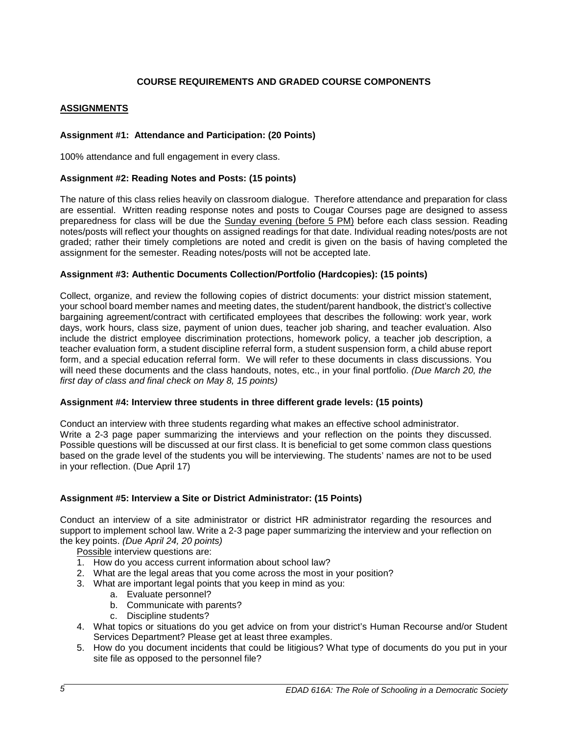## COURSE REQUIREMENTS AND GRADED COURSE COMPONENTS

### ASSIGNMENTS

**Assignment #1: Attendance and Participation: (20 Points)**

100% attendance and full engagement in every class.

**Assignment #2: Reading Notes and Posts: (15 points)**

The nature of this class relies heavily on classroom dialogue. Therefore attendance and preparation for class are essential. Written reading response notes and posts to Cougar Courses page are designed to assess preparedness for class will be due the Sunday evening (before 5 PM) before each class session. Reading notes/posts will reflect your thoughts on assigned readings for that date. Individual reading notes/posts are not graded; rather their timely completions are noted and credit is given on the basis of having completed the assignment for the semester. Reading notes/posts will not be accepted late.

**Assignment #3: Authentic Documents Collection/Portfolio (Hardcopies): (15 points)**

Collect, organize, and review the following copies of district documents: your district mission statement, your school board member names and meeting dates, the student/parent handbook, the district's collective bargaining agreement/contract with certificated employees that describes the following: work year, work days, work hours, class size, payment of union dues, teacher job sharing, and teacher evaluation. Also include the district employee discrimination protections, homework policy, a teacher job description, a teacher evaluation form, a student discipline referral form, a student suspension form, a child abuse report form, and a special education referral form. We will refer to these documents in class discussions. You will need these documents and the class handouts, notes, etc., in your final portfolio. *(Due March 20, the first day of class and final check on May 8, 15 points)*

**Assignment #4: Interview three students in three different grade levels: (15 points)**

Conduct an interview with three students regarding what makes an effective school administrator. Write a 2-3 page paper summarizing the interviews and your reflection on the points they discussed. Possible questions will be discussed at our first class. It is beneficial to get some common class questions based on the grade level of the students you will be interviewing. The students' names are not to be used in your reflection. (Due April 17)

**Assignment #5: Interview a Site or District Administrator: (15 Points)**

Conduct an interview of a site administrator or district HR administrator regarding the resources and support to implement school law. Write a 2-3 page paper summarizing the interview and your reflection on the key points. *(Due April 24, 20 points)*

Possible interview questions are:

1. How do you access current information about school law?
2. What are the legal areas that you come across the most in your position?
3. What are important legal points that you keep in mind as you:
   a. Evaluate personnel?
   b. Communicate with parents?
   c. Discipline students?
4. What topics or situations do you get advice on from your district's Human Recourse and/or Student Services Department? Please get at least three examples.
5. How do you document incidents that could be litigious? What type of documents do you put in your site file as opposed to the personnel file?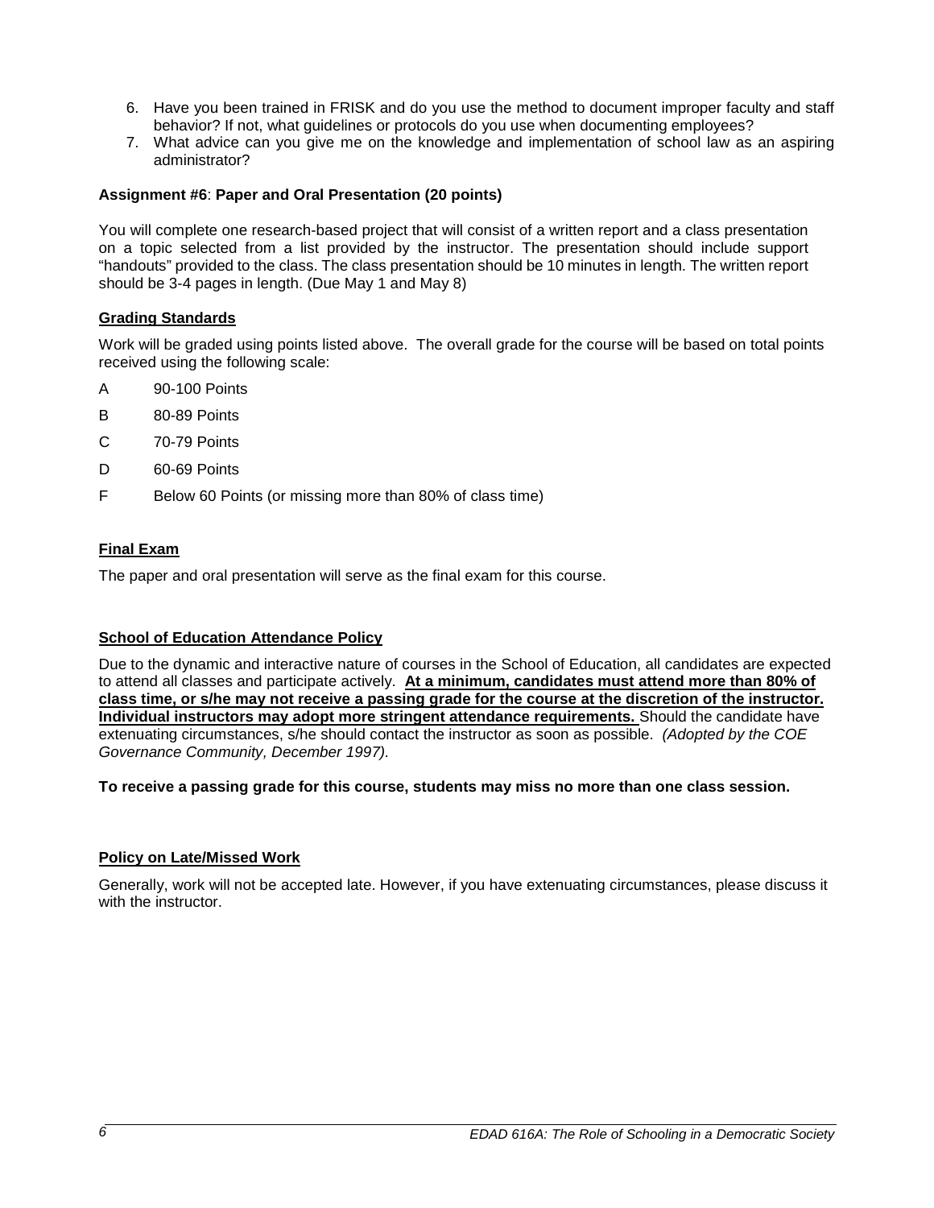6. Have you been trained in FRISK and do you use the method to document improper faculty and staff behavior? If not, what guidelines or protocols do you use when documenting employees?
7. What advice can you give me on the knowledge and implementation of school law as an aspiring administrator?

**Assignment #6**: **Paper and Oral Presentation (20 points)**

You will complete one research-based project that will consist of a written report and a class presentation on a topic selected from a list provided by the instructor. The presentation should include support "handouts" provided to the class. The class presentation should be 10 minutes in length. The written report should be 3-4 pages in length. (Due May 1 and May 8)

**Grading Standards**

Work will be graded using points listed above. The overall grade for the course will be based on total points received using the following scale:

A 90-100 Points

B 80-89 Points

C 70-79 Points

D 60-69 Points

F Below 60 Points (or missing more than 80% of class time)

**Final Exam**

The paper and oral presentation will serve as the final exam for this course.

**School of Education Attendance Policy**

Due to the dynamic and interactive nature of courses in the School of Education, all candidates are expected to attend all classes and participate actively. **At a minimum, candidates must attend more than 80% of class time, or s/he may not receive a passing grade for the course at the discretion of the instructor. Individual instructors may adopt more stringent attendance requirements.** Should the candidate have extenuating circumstances, s/he should contact the instructor as soon as possible. *(Adopted by the COE Governance Community, December 1997).*

**To receive a passing grade for this course, students may miss no more than one class session.**

**Policy on Late/Missed Work**

Generally, work will not be accepted late. However, if you have extenuating circumstances, please discuss it with the instructor.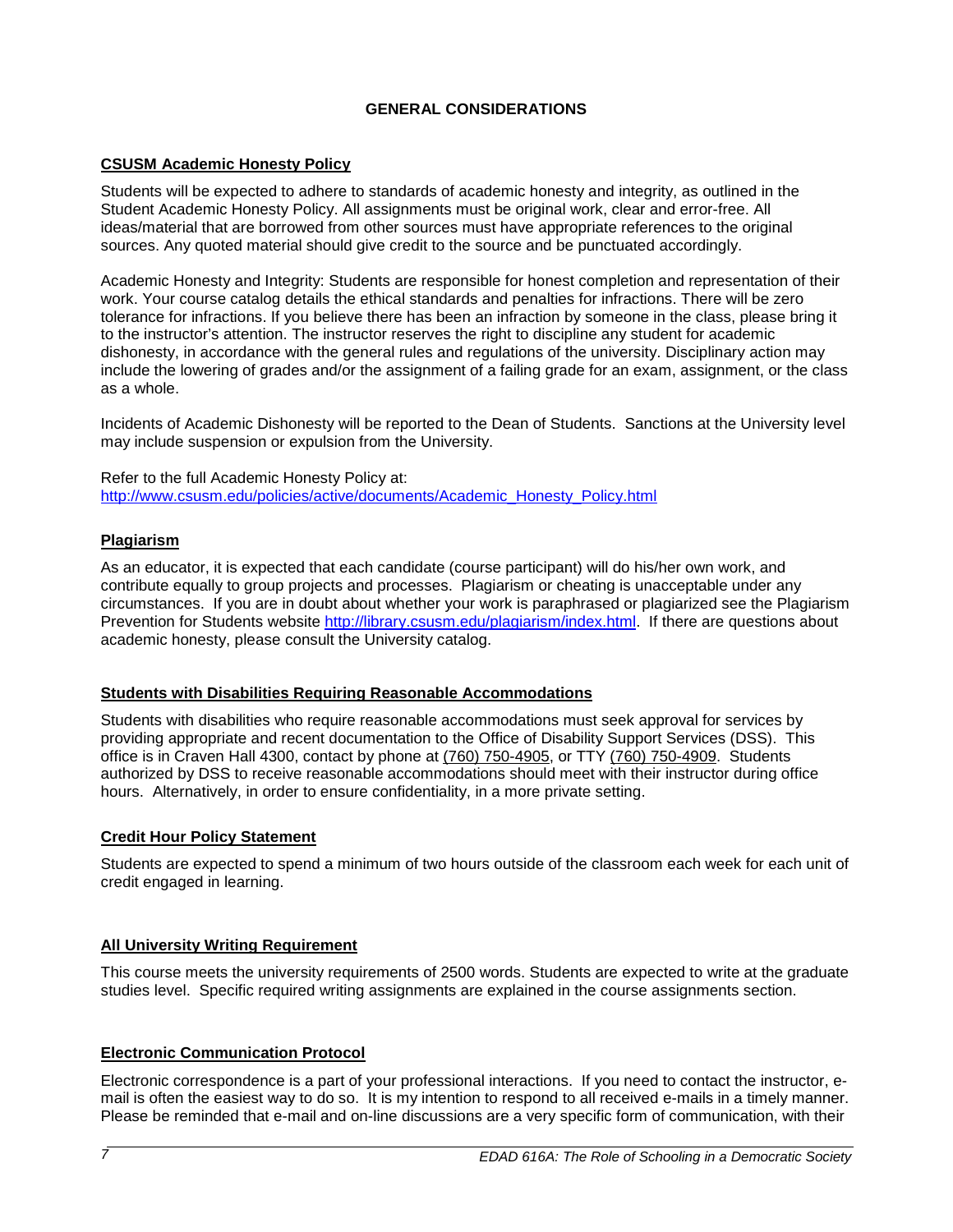## GENERAL CONSIDERATIONS

### CSUSM Academic Honesty Policy

Students will be expected to adhere to standards of academic honesty and integrity, as outlined in the Student Academic Honesty Policy. All assignments must be original work, clear and error-free. All ideas/material that are borrowed from other sources must have appropriate references to the original sources. Any quoted material should give credit to the source and be punctuated accordingly.

Academic Honesty and Integrity: Students are responsible for honest completion and representation of their work. Your course catalog details the ethical standards and penalties for infractions. There will be zero tolerance for infractions. If you believe there has been an infraction by someone in the class, please bring it to the instructor's attention. The instructor reserves the right to discipline any student for academic dishonesty, in accordance with the general rules and regulations of the university. Disciplinary action may include the lowering of grades and/or the assignment of a failing grade for an exam, assignment, or the class as a whole.

Incidents of Academic Dishonesty will be reported to the Dean of Students. Sanctions at the University level may include suspension or expulsion from the University.

Refer to the full Academic Honesty Policy at:
http://www.csusm.edu/policies/active/documents/Academic_Honesty_Policy.html

### Plagiarism

As an educator, it is expected that each candidate (course participant) will do his/her own work, and contribute equally to group projects and processes. Plagiarism or cheating is unacceptable under any circumstances. If you are in doubt about whether your work is paraphrased or plagiarized see the Plagiarism Prevention for Students website http://library.csusm.edu/plagiarism/index.html. If there are questions about academic honesty, please consult the University catalog.

### Students with Disabilities Requiring Reasonable Accommodations

Students with disabilities who require reasonable accommodations must seek approval for services by providing appropriate and recent documentation to the Office of Disability Support Services (DSS). This office is in Craven Hall 4300, contact by phone at (760) 750-4905, or TTY (760) 750-4909. Students authorized by DSS to receive reasonable accommodations should meet with their instructor during office hours. Alternatively, in order to ensure confidentiality, in a more private setting.

### Credit Hour Policy Statement

Students are expected to spend a minimum of two hours outside of the classroom each week for each unit of credit engaged in learning.

### All University Writing Requirement

This course meets the university requirements of 2500 words. Students are expected to write at the graduate studies level. Specific required writing assignments are explained in the course assignments section.

### Electronic Communication Protocol

Electronic correspondence is a part of your professional interactions. If you need to contact the instructor, e-mail is often the easiest way to do so. It is my intention to respond to all received e-mails in a timely manner. Please be reminded that e-mail and on-line discussions are a very specific form of communication, with their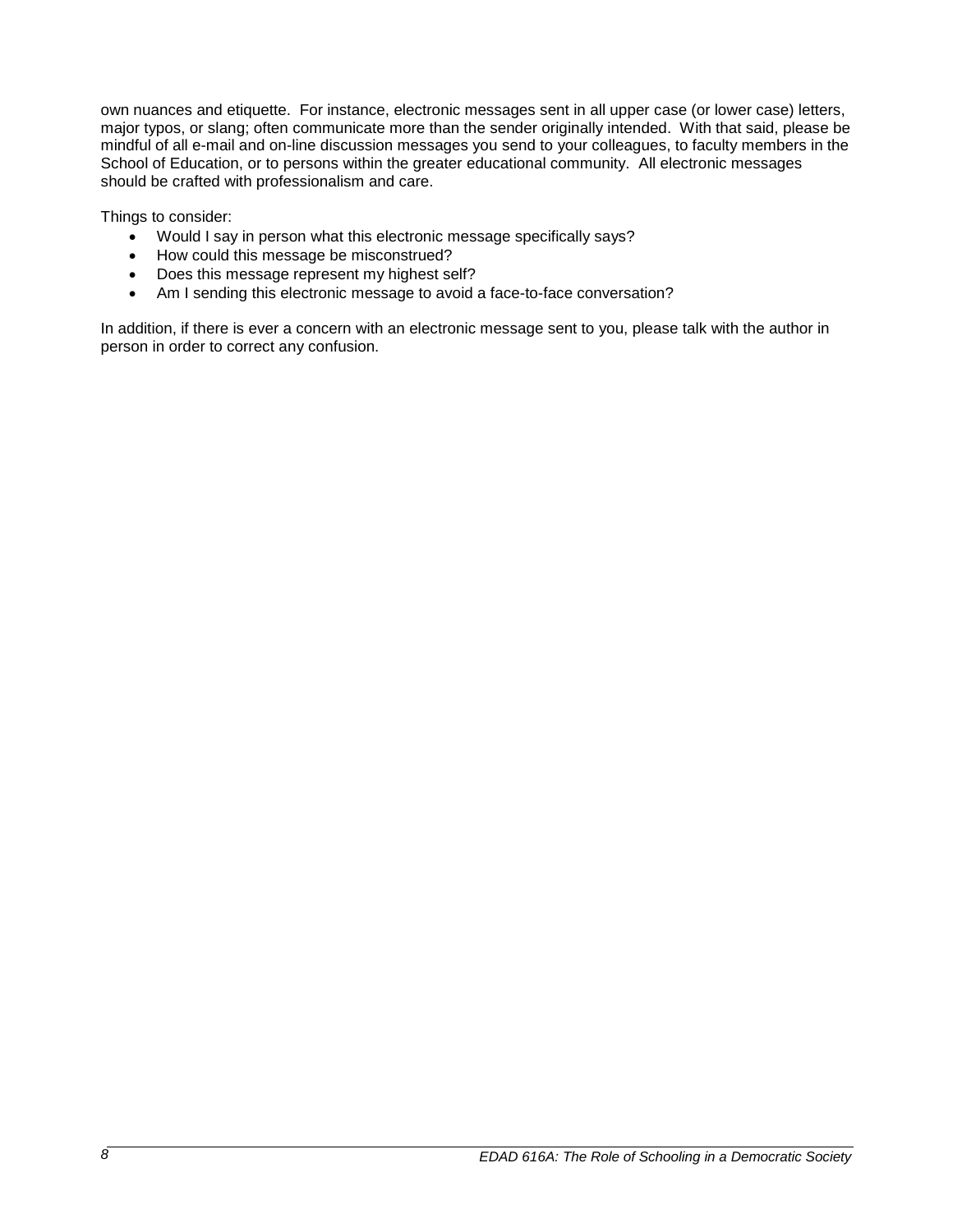own nuances and etiquette. For instance, electronic messages sent in all upper case (or lower case) letters, major typos, or slang; often communicate more than the sender originally intended. With that said, please be mindful of all e-mail and on-line discussion messages you send to your colleagues, to faculty members in the School of Education, or to persons within the greater educational community. All electronic messages should be crafted with professionalism and care.

Things to consider:

- Would I say in person what this electronic message specifically says?
- How could this message be misconstrued?
- Does this message represent my highest self?
- Am I sending this electronic message to avoid a face-to-face conversation?

In addition, if there is ever a concern with an electronic message sent to you, please talk with the author in person in order to correct any confusion.